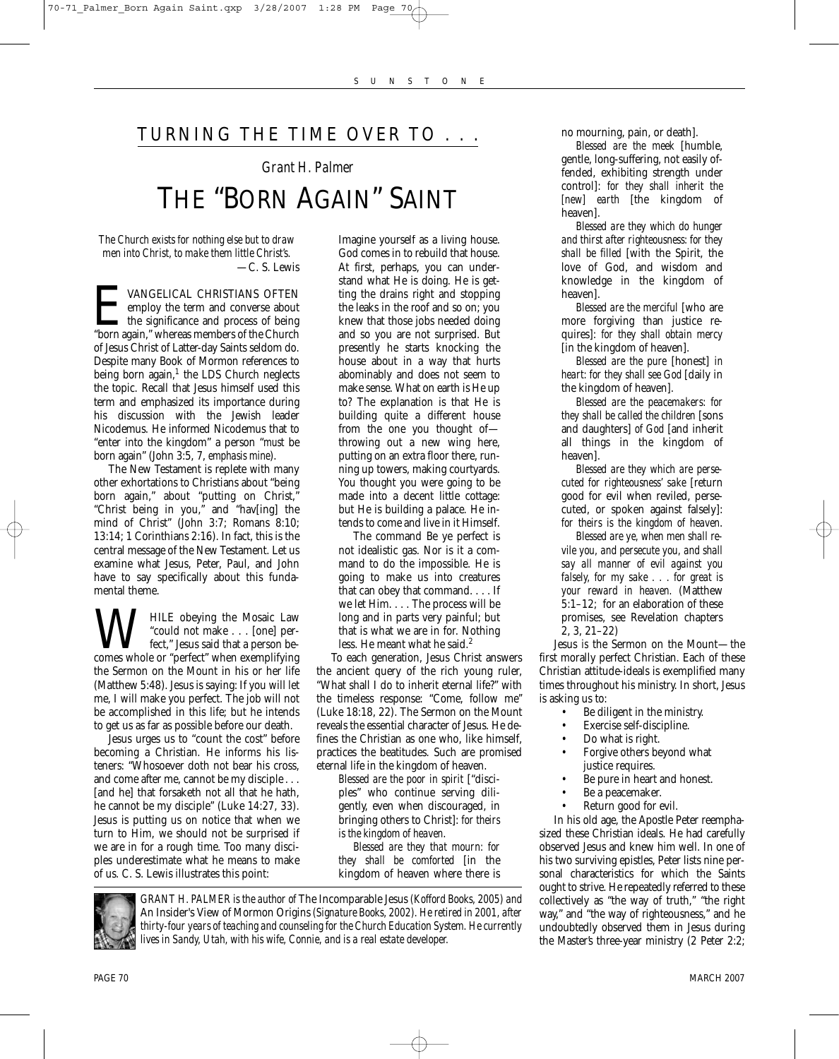## TURNING THE TIME OVER TO . . .

*Grant H. Palmer*

# THE "BORN AGAIN" SAINT

*The Church exists for nothing else but to draw men into Christ, to make them little Christ's.*
—C. S. Lewis

EVANGELICAL CHRISTIANS OFTEN employ the term and converse about the significance and process of being "born again," whereas members of the Church of Jesus Christ of Latter-day Saints seldom do. Despite many Book of Mormon references to being born again,[1] the LDS Church neglects the topic. Recall that Jesus himself used this term and emphasized its importance during his discussion with the Jewish leader Nicodemus. He informed Nicodemus that to "enter into the kingdom" a person "*must* be born again" (John 3:5, 7, *emphasis mine*).

The New Testament is replete with many other exhortations to Christians about "being born again," about "putting on Christ," "Christ being in you," and "hav[ing] the mind of Christ" (John 3:7; Romans 8:10; 13:14; 1 Corinthians 2:16). In fact, this is the central message of the New Testament. Let us examine what Jesus, Peter, Paul, and John have to say specifically about this fundamental theme.

WHILE obeying the Mosaic Law "could not make . . . [one] perfect," Jesus said that a person becomes whole or "perfect" when exemplifying the Sermon on the Mount in his or her life (Matthew 5:48). Jesus is saying: If you will let me, I will make you perfect. The job will not be accomplished in this life; but he intends to get us as far as possible before our death.

Jesus urges us to "count the cost" before becoming a Christian. He informs his listeners: "Whosoever doth not bear his cross, and come after me, cannot be my disciple . . . [and he] that forsaketh not all that he hath, he cannot be my disciple" (Luke 14:27, 33). Jesus is putting us on notice that when we turn to Him, we should not be surprised if we are in for a rough time. Too many disciples underestimate what he means to make of us. C. S. Lewis illustrates this point:

> Imagine yourself as a living house. God comes in to rebuild that house. At first, perhaps, you can understand what He is doing. He is getting the drains right and stopping the leaks in the roof and so on; you knew that those jobs needed doing and so you are not surprised. But presently he starts knocking the house about in a way that hurts abominably and does not seem to make sense. What on earth is He up to? The explanation is that He is building quite a different house from the one you thought of—throwing out a new wing here, putting on an extra floor there, running up towers, making courtyards. You thought you were going to be made into a decent little cottage: but He is building a palace. He intends to come and live in it Himself.
>
> The command Be ye perfect is not idealistic gas. Nor is it a command to do the impossible. He is going to make us into creatures that can obey that command. . . . If we let Him. . . . The process will be long and in parts very painful; but that is what we are in for. Nothing less. He meant what he said.[2]

To each generation, Jesus Christ answers the ancient query of the rich young ruler, "What shall I do to inherit eternal life?" with the timeless response: "Come, follow me" (Luke 18:18, 22). The Sermon on the Mount reveals the essential character of Jesus. He defines the Christian as one who, like himself, practices the beatitudes. Such are promised eternal life in the kingdom of heaven.

> *Blessed are the poor in spirit* ["disciples" who continue serving diligently, even when discouraged, in bringing others to Christ]: *for theirs is the kingdom of heaven.*
>
> *Blessed are they that mourn: for they shall be comforted* [in the kingdom of heaven where there is no mourning, pain, or death].
>
> *Blessed are the meek* [humble, gentle, long-suffering, not easily offended, exhibiting strength under control]: *for they shall inherit the* [new] *earth* [the kingdom of heaven].
>
> *Blessed are they which do hunger and thirst after righteousness: for they shall be filled* [with the Spirit, the love of God, and wisdom and knowledge in the kingdom of heaven].
>
> *Blessed are the merciful* [who are more forgiving than justice requires]: *for they shall obtain mercy* [in the kingdom of heaven].
>
> *Blessed are the pure* [honest] *in heart: for they shall see God* [daily in the kingdom of heaven].
>
> *Blessed are the peacemakers: for they shall be called the children* [sons and daughters] *of God* [and inherit all things in the kingdom of heaven].
>
> *Blessed are they which are persecuted for righteousness' sake* [return good for evil when reviled, persecuted, or spoken against falsely]: *for theirs is the kingdom of heaven.*
>
> *Blessed are ye, when men shall revile you, and persecute you, and shall say all manner of evil against you falsely, for my sake . . . for great is your reward in heaven.* (Matthew 5:1–12; for an elaboration of these promises, see Revelation chapters 2, 3, 21–22)

Jesus *is* the Sermon on the Mount—the first morally perfect Christian. Each of these Christian attitude-ideals is exemplified many times throughout his ministry. In short, Jesus is asking us to:

- Be diligent in the ministry.
- Exercise self-discipline.
- Do what is right.
- Forgive others beyond what justice requires.
- Be pure in heart and honest.
- Be a peacemaker.
- Return good for evil.

In his old age, the Apostle Peter reemphasized these Christian ideals. He had carefully observed Jesus and knew him well. In one of his two surviving epistles, Peter lists nine personal characteristics for which the Saints ought to strive. He repeatedly referred to these collectively as "the way of truth," "the right way," and "the way of righteousness," and he undoubtedly observed them in Jesus during the Master's three-year ministry (2 Peter 2:2;

*GRANT H. PALMER is the author of* The Incomparable Jesus *(Kofford Books, 2005) and* An Insider's View of Mormon Origins *(Signature Books, 2002). He retired in 2001, after thirty-four years of teaching and counseling for the Church Education System. He currently lives in Sandy, Utah, with his wife, Connie, and is a real estate developer.*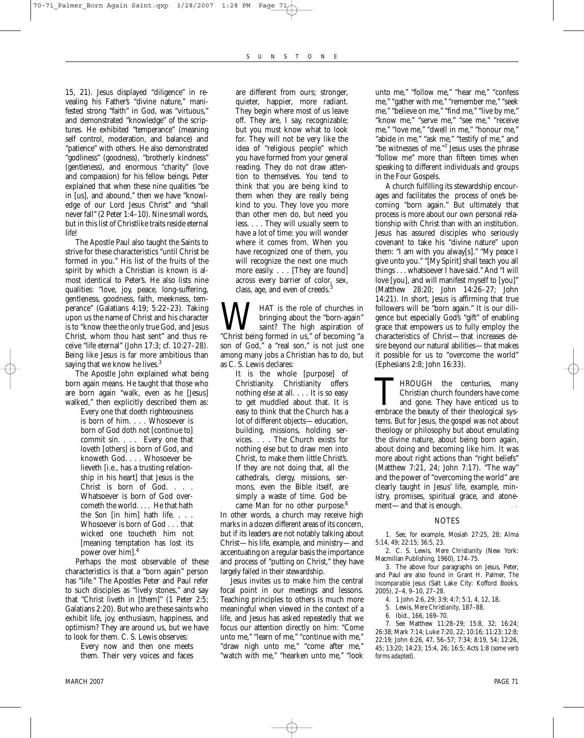15, 21). Jesus displayed "diligence" in revealing his Father's "divine nature," manifested strong "faith" in God, was "virtuous," and demonstrated "knowledge" of the scriptures. He exhibited "temperance" (meaning self control, moderation, and balance) and "patience" with others. He also demonstrated "godliness" (goodness), "brotherly kindness" (gentleness), and enormous "charity" (love and compassion) for his fellow beings. Peter explained that when these nine qualities "be in [us], and abound," then we have "knowledge of our Lord Jesus Christ" and "shall never fall" (2 Peter 1:4–10). Nine small words, but in this list of Christlike traits reside eternal life!

The Apostle Paul also taught the Saints to strive for these characteristics "until Christ be formed in you." His list of the fruits of the spirit by which a Christian is known is almost identical to Peter's. He also lists nine qualities: "love, joy, peace, long-suffering, gentleness, goodness, faith, meekness, temperance" (Galatians 4:19; 5:22–23). Taking upon us the name of Christ and his character is to "know thee the only true God, and Jesus Christ, whom thou hast sent" and thus receive "life eternal" (John 17:3; cf. 10:27–28). Being like Jesus is far more ambitious than saying that we know he lives.[3]

The Apostle John explained what being born again means. He taught that those who are born again "walk, even as he [Jesus] walked," then explicitly described them as:

> Every one that doeth righteousness is born of him. . . . Whosoever is born of God doth not [continue to] commit sin. . . . Every one that loveth [others] is born of God, and knoweth God. . . . Whosoever believeth [i.e., has a trusting relationship in his heart] that Jesus is the Christ is born of God. . . . Whatsoever is born of God overcometh the world. . . . He that hath the Son [in him] hath life. . . . Whosoever is born of God . . . that wicked one toucheth him not [meaning temptation has lost its power over him].[4]

Perhaps the most observable of these characteristics is that a "born again" person has "life." The Apostles Peter and Paul refer to such disciples as "lively stones," and say that "Christ liveth in [them]" (1 Peter 2:5; Galatians 2:20). But who are these saints who exhibit life, joy, enthusiasm, happiness, and optimism? They are around us, but we have to look for them. C. S. Lewis observes:

> Every now and then one meets them. Their very voices and faces are different from ours; stronger, quieter, happier, more radiant. They begin where most of us leave off. They are, I say, recognizable; but you must know what to look for. They will not be very like the idea of "religious people" which you have formed from your general reading. They do not draw attention to themselves. You tend to think that you are being kind to them when they are really being kind to you. They love you more than other men do, but need you less. . . . They will usually seem to have a lot of time: you will wonder where it comes from. When you have recognized one of them, you will recognize the next one much more easily. . . . [They are found] across every barrier of color, sex, class, age, and even of creeds.[5]

WHAT is the role of churches in bringing about the "born-again" saint? The high aspiration of "Christ being formed in us," of becoming "a son of God," a "real son," is not just one among many jobs a Christian has to do, but as C. S. Lewis declares:

> It is the whole [purpose] of Christianity. Christianity offers nothing else at all. . . . It is so easy to get muddled about that. It is easy to think that the Church has a lot of different objects—education, building, missions, holding services. . . . The Church exists for nothing else but to draw men into Christ, to make them little Christ's. If they are not doing that, all the cathedrals, clergy, missions, sermons, even the Bible itself, are simply a waste of time. God became Man for no other purpose.[6]

In other words, a church may receive high marks in a dozen different areas of its concern, but if its leaders are not notably talking about Christ—his life, example, and ministry—and accentuating on a regular basis the importance and process of "putting on Christ," they have largely failed in their stewardship.

Jesus invites us to make him the central focal point in our meetings and lessons. Teaching principles to others is much more meaningful when viewed in the context of a life, and Jesus has asked repeatedly that we focus our attention directly on him: "Come unto me," "learn of me," "continue with me," "draw nigh unto me," "come after me," "watch with me," "hearken unto me," "look unto me," "follow me," "hear me," "confess me," "gather with me," "remember me," "seek me," "believe on me," "find me," "live by me," "know me," "serve me," "see me," "receive me," "love me," "dwell in me," "honour me," "abide in me," "ask me," "testify of me," and "be witnesses of me."[7] Jesus uses the phrase "follow me" more than fifteen times when speaking to different individuals and groups in the Four Gospels.

A church fulfilling its stewardship encourages and facilitates the process of one's becoming "born again." But ultimately that process is more about our own personal relationship with Christ than with an institution. Jesus has assured disciples who seriously covenant to take his "divine nature" upon them: "I am with you alway[s]." "My peace I give unto you." "[My Spirit] shall teach you all things . . . whatsoever I have said." And "I will love [you], and will manifest myself to [you]" (Matthew 28:20; John 14:26–27; John 14:21). In short, Jesus is affirming that true followers will be "born again." It is our diligence but especially God's "gift" of enabling grace that empowers us to fully employ the characteristics of Christ—that increases desire beyond our natural abilities—that makes it possible for us to "overcome the world" (Ephesians 2:8; John 16:33).

THROUGH the centuries, many Christian church founders have come and gone. They have enticed us to embrace the beauty of their theological systems. But for Jesus, the gospel was not about theology or philosophy but about emulating the divine nature, about being born again, about doing and becoming like him. It was more about right actions than "right beliefs" (Matthew 7:21, 24; John 7:17). "The way" and the power of "overcoming the world" are clearly taught in Jesus' life, example, ministry, promises, spiritual grace, and atonement—and that is enough.

## NOTES

1. See, for example, Mosiah 27:25, 28; Alma 5:14, 49; 22:15; 36:5, 23.
2. C. S. Lewis, *Mere Christianity* (New York: Macmillan Publishing, 1960), 174–75.
3. The above four paragraphs on Jesus, Peter, and Paul are also found in Grant H. Palmer, *The Incomparable Jesus* (Salt Lake City: Kofford Books, 2005), 2–4, 9–10, 27–28.
4. 1 John 2:6, 29; 3:9; 4:7; 5:1, 4, 12, 18.
5. Lewis, *Mere Christianity*, 187–88.
6. Ibid., 166, 169–70.
7. See Matthew 11:28–29; 15:8, 32; 16:24; 26:38; Mark 7:14; Luke 7:20, 22; 10:16; 11:23; 12:8; 22:19; John 6:26, 47, 56–57; 7:34; 8:19, 54; 12:26, 45; 13:20; 14:23; 15:4, 26; 16:5; Acts 1:8 (*some verb forms adapted*).